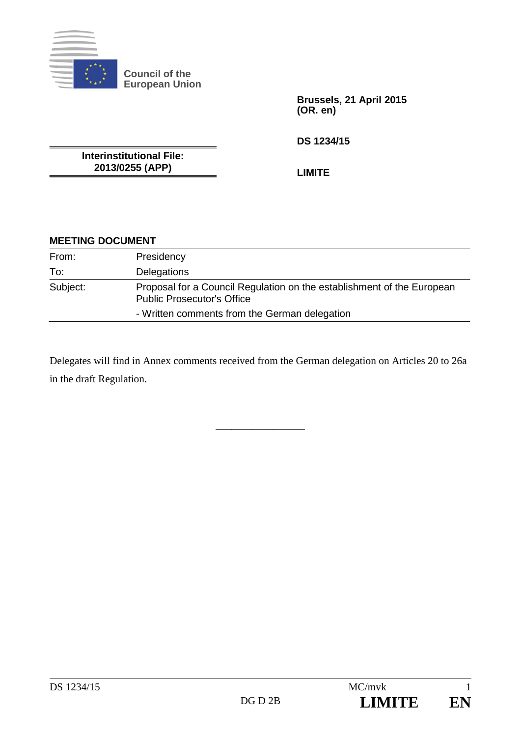**Council of the European Union**

**Brussels, 21 April 2015**
**(OR. en)**

**DS 1234/15**

**LIMITE**

**Interinstitutional File:**
**2013/0255 (APP)**

**MEETING DOCUMENT**

| | |
|---|---|
| From: | Presidency |
| To: | Delegations |
| Subject: | Proposal for a Council Regulation on the establishment of the European Public Prosecutor's Office<br>- Written comments from the German delegation |

Delegates will find in Annex comments received from the German delegation on Articles 20 to 26a in the draft Regulation.

---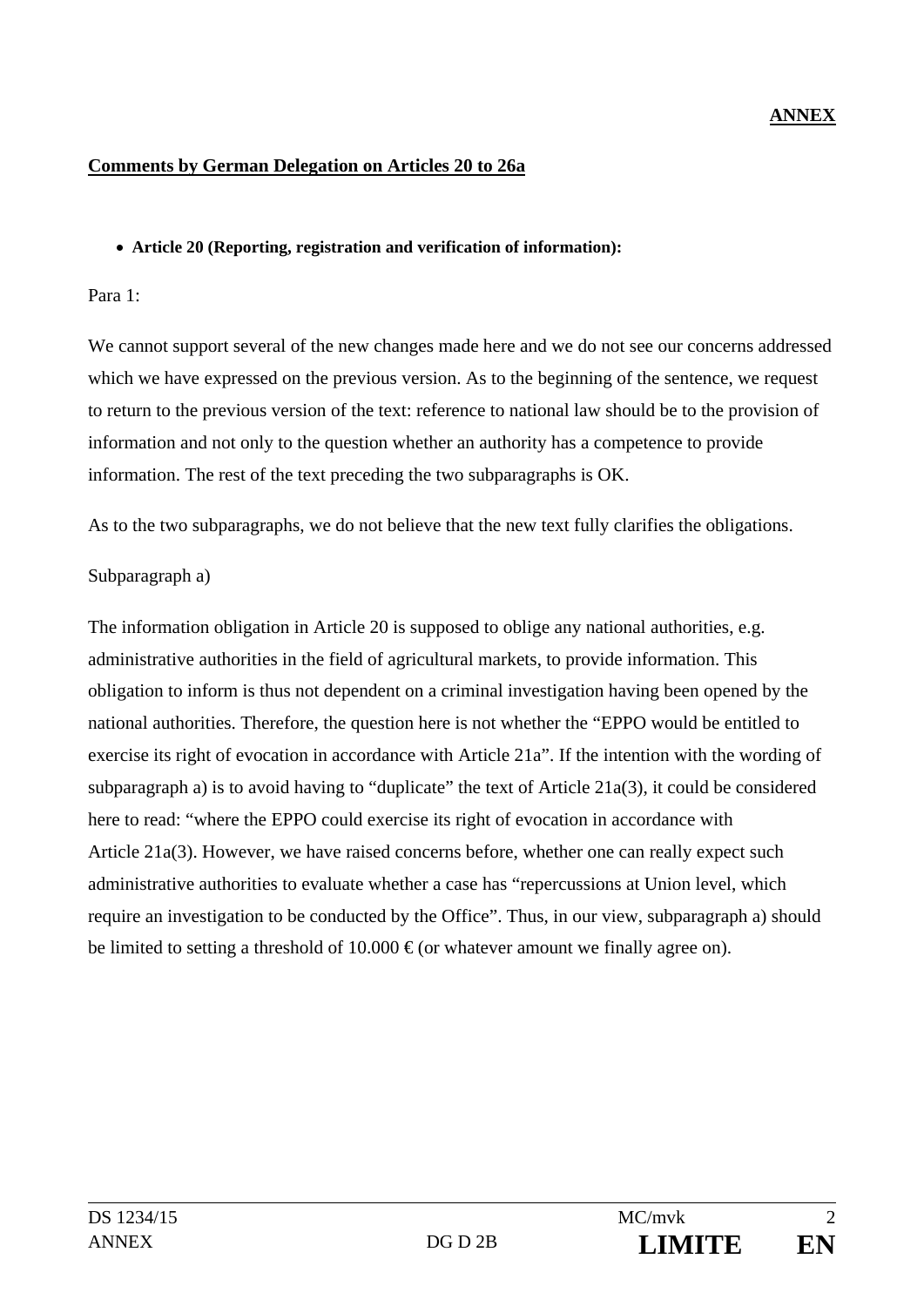**ANNEX**

**Comments by German Delegation on Articles 20 to 26a**

- **Article 20 (Reporting, registration and verification of information):**

Para 1:

We cannot support several of the new changes made here and we do not see our concerns addressed which we have expressed on the previous version. As to the beginning of the sentence, we request to return to the previous version of the text: reference to national law should be to the provision of information and not only to the question whether an authority has a competence to provide information. The rest of the text preceding the two subparagraphs is OK.

As to the two subparagraphs, we do not believe that the new text fully clarifies the obligations.

Subparagraph a)

The information obligation in Article 20 is supposed to oblige any national authorities, e.g. administrative authorities in the field of agricultural markets, to provide information. This obligation to inform is thus not dependent on a criminal investigation having been opened by the national authorities. Therefore, the question here is not whether the "EPPO would be entitled to exercise its right of evocation in accordance with Article 21a". If the intention with the wording of subparagraph a) is to avoid having to "duplicate" the text of Article 21a(3), it could be considered here to read: "where the EPPO could exercise its right of evocation in accordance with Article 21a(3). However, we have raised concerns before, whether one can really expect such administrative authorities to evaluate whether a case has "repercussions at Union level, which require an investigation to be conducted by the Office". Thus, in our view, subparagraph a) should be limited to setting a threshold of 10.000 € (or whatever amount we finally agree on).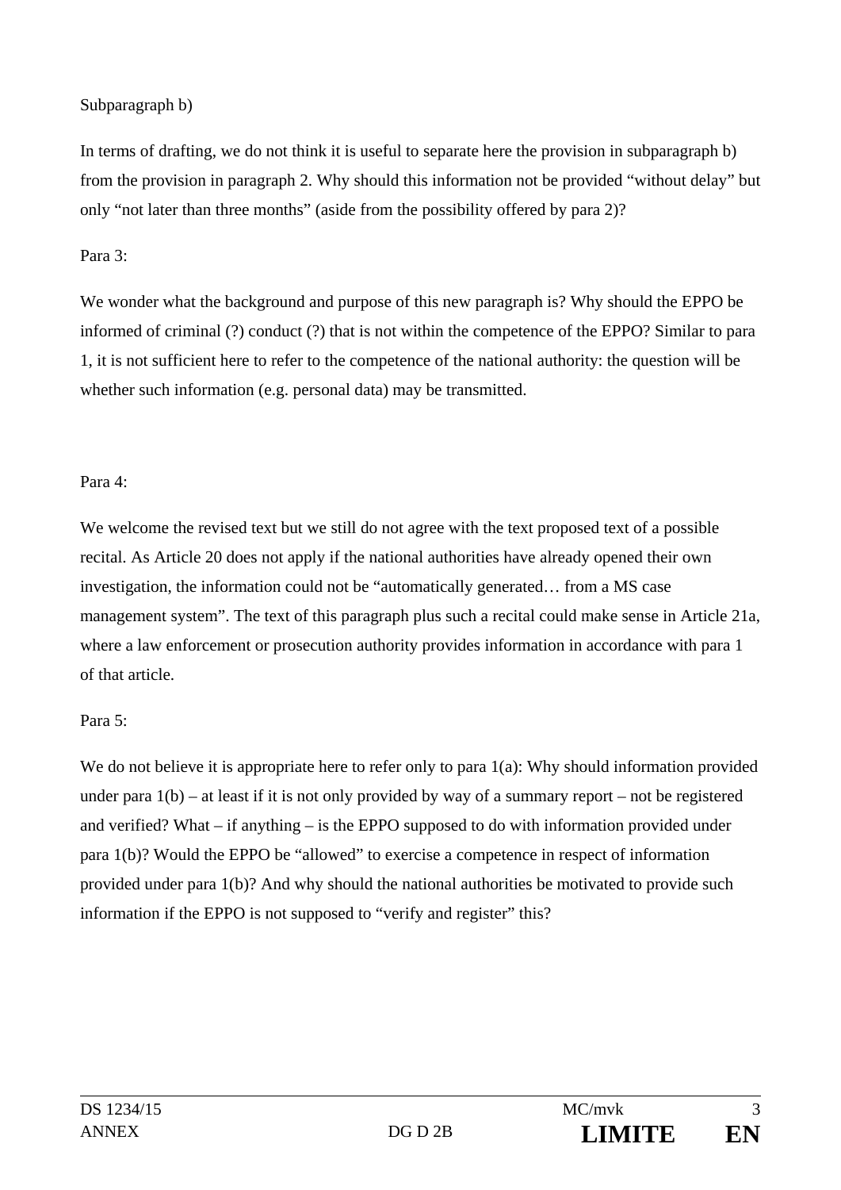Subparagraph b)

In terms of drafting, we do not think it is useful to separate here the provision in subparagraph b) from the provision in paragraph 2. Why should this information not be provided "without delay" but only "not later than three months" (aside from the possibility offered by para 2)?

Para 3:

We wonder what the background and purpose of this new paragraph is? Why should the EPPO be informed of criminal (?) conduct (?) that is not within the competence of the EPPO? Similar to para 1, it is not sufficient here to refer to the competence of the national authority: the question will be whether such information (e.g. personal data) may be transmitted.

Para 4:

We welcome the revised text but we still do not agree with the text proposed text of a possible recital. As Article 20 does not apply if the national authorities have already opened their own investigation, the information could not be "automatically generated… from a MS case management system". The text of this paragraph plus such a recital could make sense in Article 21a, where a law enforcement or prosecution authority provides information in accordance with para 1 of that article.

Para 5:

We do not believe it is appropriate here to refer only to para 1(a): Why should information provided under para 1(b) – at least if it is not only provided by way of a summary report – not be registered and verified? What – if anything – is the EPPO supposed to do with information provided under para 1(b)? Would the EPPO be "allowed" to exercise a competence in respect of information provided under para 1(b)? And why should the national authorities be motivated to provide such information if the EPPO is not supposed to "verify and register" this?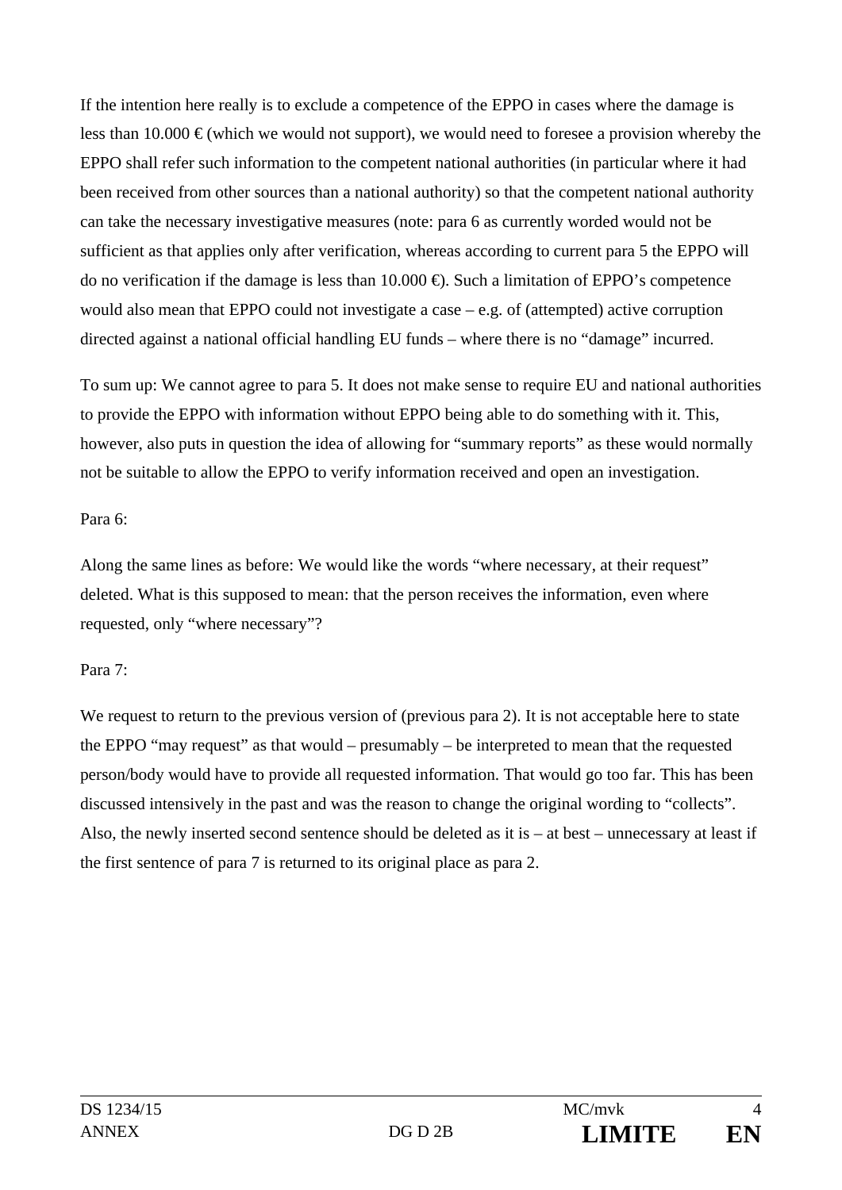If the intention here really is to exclude a competence of the EPPO in cases where the damage is less than 10.000 € (which we would not support), we would need to foresee a provision whereby the EPPO shall refer such information to the competent national authorities (in particular where it had been received from other sources than a national authority) so that the competent national authority can take the necessary investigative measures (note: para 6 as currently worded would not be sufficient as that applies only after verification, whereas according to current para 5 the EPPO will do no verification if the damage is less than 10.000 €). Such a limitation of EPPO's competence would also mean that EPPO could not investigate a case – e.g. of (attempted) active corruption directed against a national official handling EU funds – where there is no "damage" incurred.

To sum up: We cannot agree to para 5. It does not make sense to require EU and national authorities to provide the EPPO with information without EPPO being able to do something with it. This, however, also puts in question the idea of allowing for "summary reports" as these would normally not be suitable to allow the EPPO to verify information received and open an investigation.

Para 6:

Along the same lines as before: We would like the words "where necessary, at their request" deleted. What is this supposed to mean: that the person receives the information, even where requested, only "where necessary"?

Para 7:

We request to return to the previous version of (previous para 2). It is not acceptable here to state the EPPO "may request" as that would – presumably – be interpreted to mean that the requested person/body would have to provide all requested information. That would go too far. This has been discussed intensively in the past and was the reason to change the original wording to "collects". Also, the newly inserted second sentence should be deleted as it is – at best – unnecessary at least if the first sentence of para 7 is returned to its original place as para 2.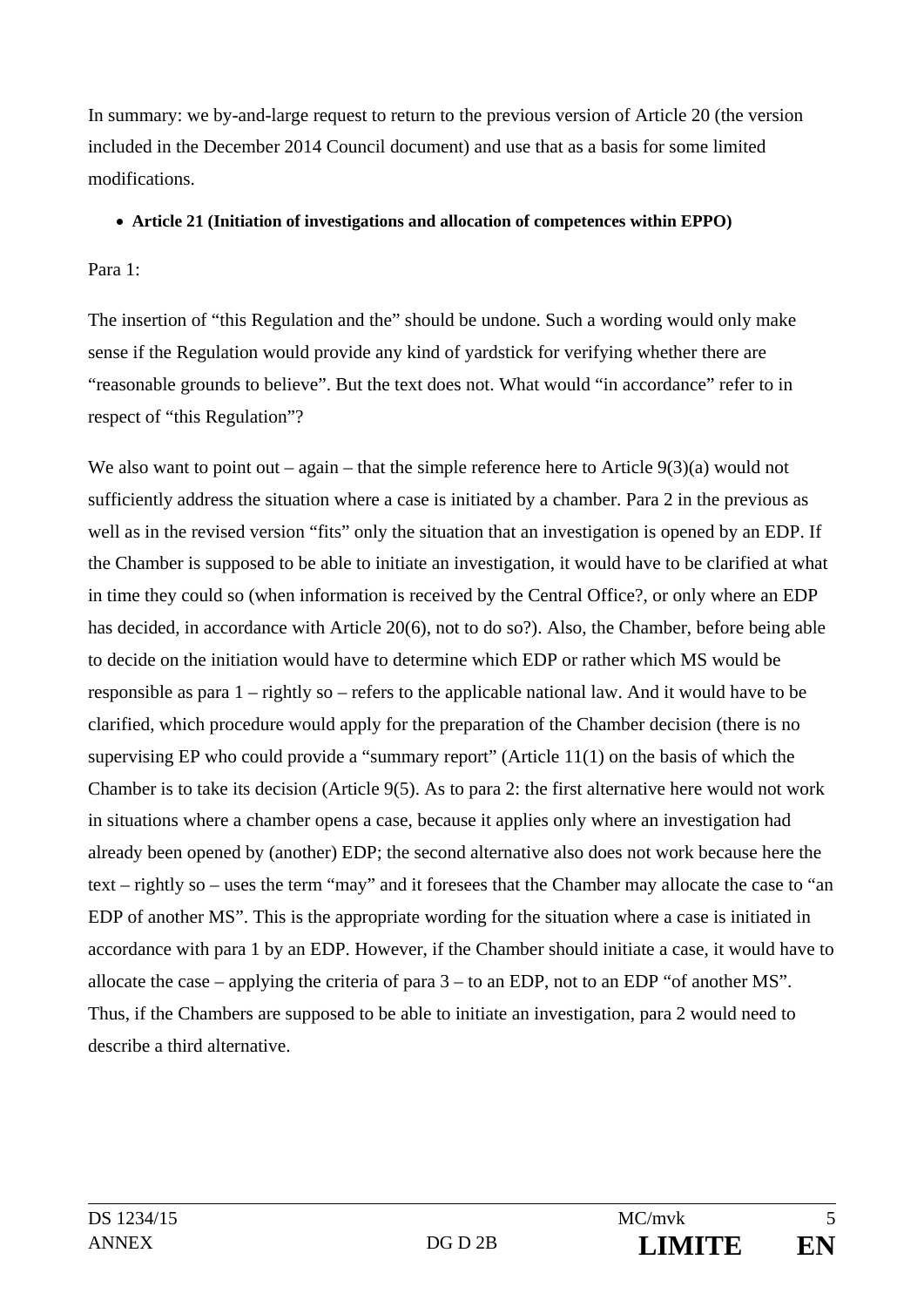In summary: we by-and-large request to return to the previous version of Article 20 (the version included in the December 2014 Council document) and use that as a basis for some limited modifications.

- **Article 21 (Initiation of investigations and allocation of competences within EPPO)**

Para 1:

The insertion of "this Regulation and the" should be undone. Such a wording would only make sense if the Regulation would provide any kind of yardstick for verifying whether there are "reasonable grounds to believe". But the text does not. What would "in accordance" refer to in respect of "this Regulation"?

We also want to point out – again – that the simple reference here to Article 9(3)(a) would not sufficiently address the situation where a case is initiated by a chamber. Para 2 in the previous as well as in the revised version "fits" only the situation that an investigation is opened by an EDP. If the Chamber is supposed to be able to initiate an investigation, it would have to be clarified at what in time they could so (when information is received by the Central Office?, or only where an EDP has decided, in accordance with Article 20(6), not to do so?). Also, the Chamber, before being able to decide on the initiation would have to determine which EDP or rather which MS would be responsible as para 1 – rightly so – refers to the applicable national law. And it would have to be clarified, which procedure would apply for the preparation of the Chamber decision (there is no supervising EP who could provide a "summary report" (Article 11(1) on the basis of which the Chamber is to take its decision (Article 9(5). As to para 2: the first alternative here would not work in situations where a chamber opens a case, because it applies only where an investigation had already been opened by (another) EDP; the second alternative also does not work because here the text – rightly so – uses the term "may" and it foresees that the Chamber may allocate the case to "an EDP of another MS". This is the appropriate wording for the situation where a case is initiated in accordance with para 1 by an EDP. However, if the Chamber should initiate a case, it would have to allocate the case – applying the criteria of para 3 – to an EDP, not to an EDP "of another MS". Thus, if the Chambers are supposed to be able to initiate an investigation, para 2 would need to describe a third alternative.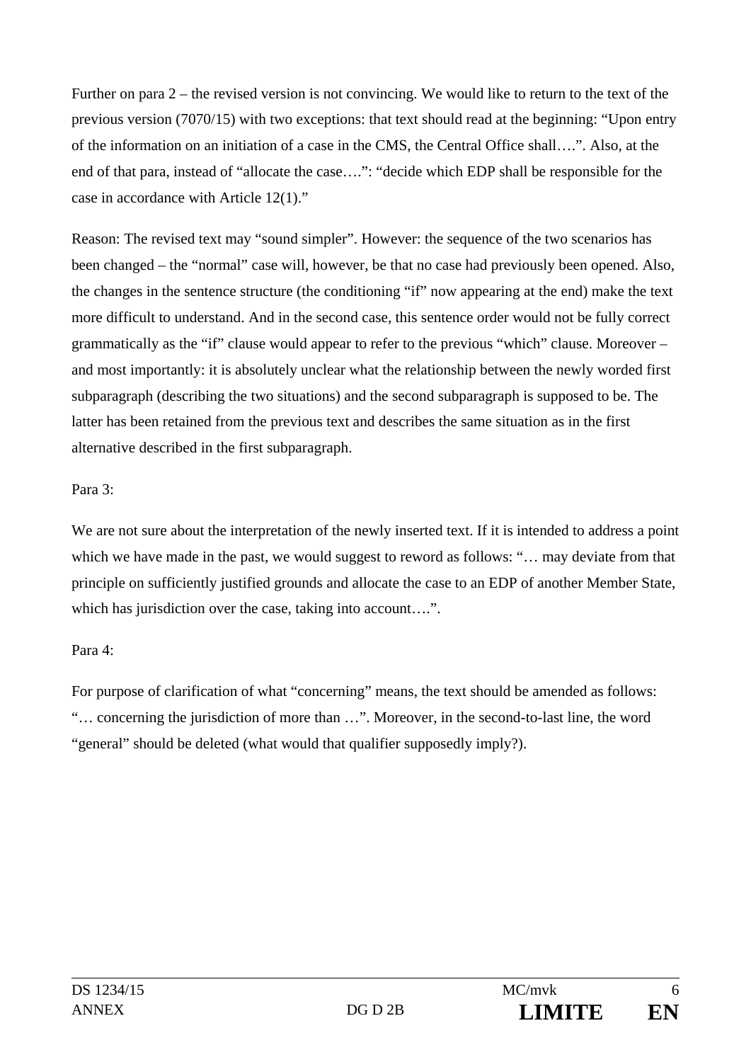Further on para 2 – the revised version is not convincing. We would like to return to the text of the previous version (7070/15) with two exceptions: that text should read at the beginning: "Upon entry of the information on an initiation of a case in the CMS, the Central Office shall….". Also, at the end of that para, instead of "allocate the case….": "decide which EDP shall be responsible for the case in accordance with Article 12(1)."

Reason: The revised text may "sound simpler". However: the sequence of the two scenarios has been changed – the "normal" case will, however, be that no case had previously been opened. Also, the changes in the sentence structure (the conditioning "if" now appearing at the end) make the text more difficult to understand. And in the second case, this sentence order would not be fully correct grammatically as the "if" clause would appear to refer to the previous "which" clause. Moreover – and most importantly: it is absolutely unclear what the relationship between the newly worded first subparagraph (describing the two situations) and the second subparagraph is supposed to be. The latter has been retained from the previous text and describes the same situation as in the first alternative described in the first subparagraph.

Para 3:

We are not sure about the interpretation of the newly inserted text. If it is intended to address a point which we have made in the past, we would suggest to reword as follows: "… may deviate from that principle on sufficiently justified grounds and allocate the case to an EDP of another Member State, which has jurisdiction over the case, taking into account….".

Para 4:

For purpose of clarification of what "concerning" means, the text should be amended as follows: "… concerning the jurisdiction of more than …". Moreover, in the second-to-last line, the word "general" should be deleted (what would that qualifier supposedly imply?).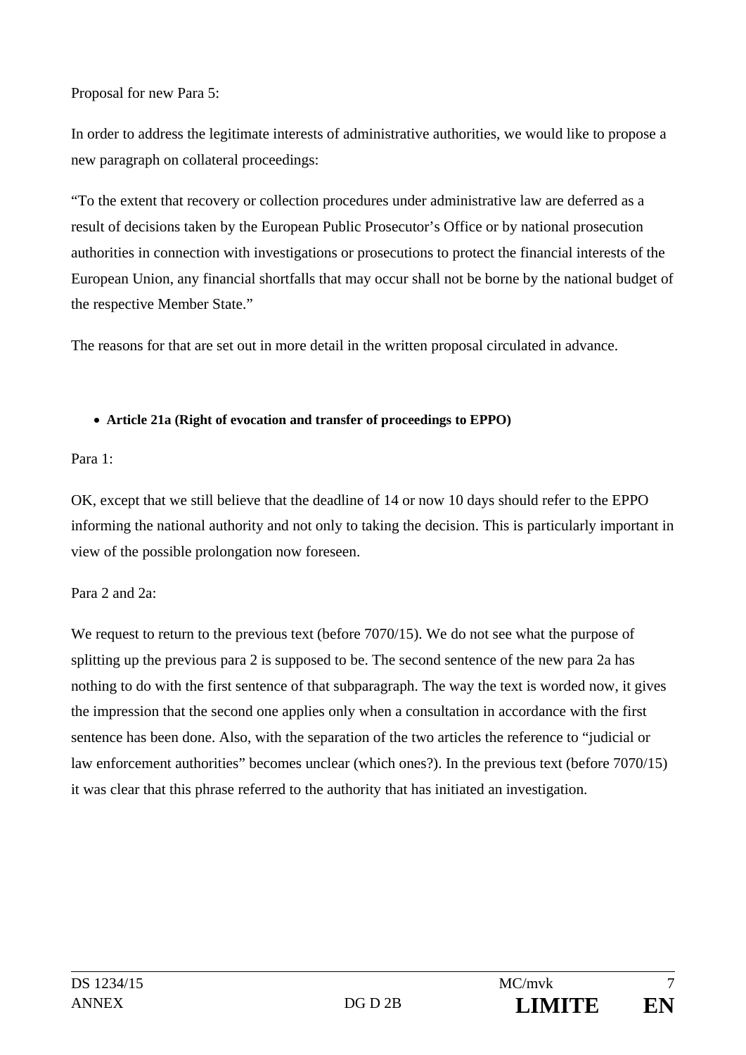Proposal for new Para 5:

In order to address the legitimate interests of administrative authorities, we would like to propose a new paragraph on collateral proceedings:

"To the extent that recovery or collection procedures under administrative law are deferred as a result of decisions taken by the European Public Prosecutor's Office or by national prosecution authorities in connection with investigations or prosecutions to protect the financial interests of the European Union, any financial shortfalls that may occur shall not be borne by the national budget of the respective Member State."

The reasons for that are set out in more detail in the written proposal circulated in advance.

- **Article 21a (Right of evocation and transfer of proceedings to EPPO)**

Para 1:

OK, except that we still believe that the deadline of 14 or now 10 days should refer to the EPPO informing the national authority and not only to taking the decision. This is particularly important in view of the possible prolongation now foreseen.

Para 2 and 2a:

We request to return to the previous text (before 7070/15). We do not see what the purpose of splitting up the previous para 2 is supposed to be. The second sentence of the new para 2a has nothing to do with the first sentence of that subparagraph. The way the text is worded now, it gives the impression that the second one applies only when a consultation in accordance with the first sentence has been done. Also, with the separation of the two articles the reference to "judicial or law enforcement authorities" becomes unclear (which ones?). In the previous text (before 7070/15) it was clear that this phrase referred to the authority that has initiated an investigation.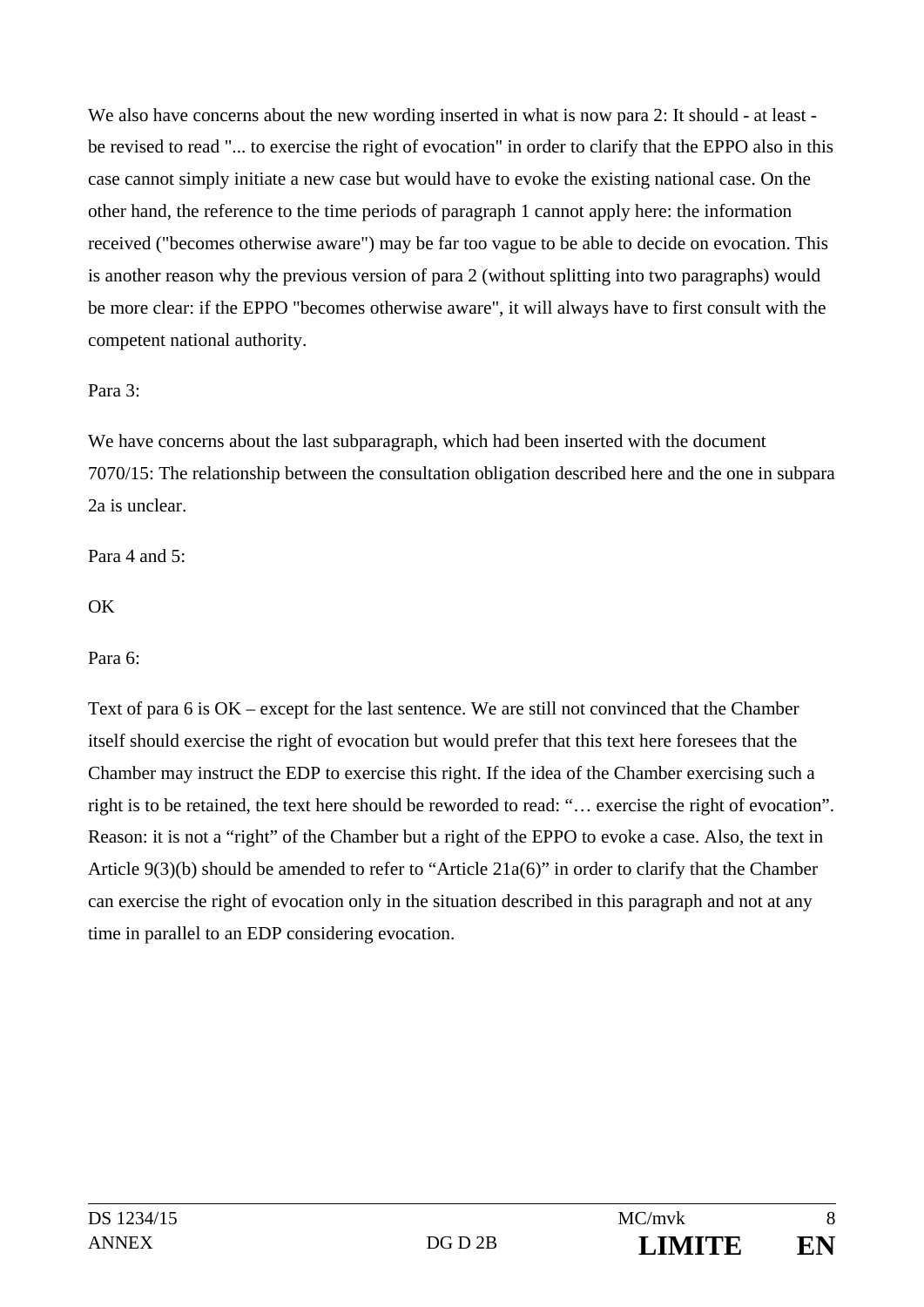We also have concerns about the new wording inserted in what is now para 2: It should - at least - be revised to read "... to exercise the right of evocation" in order to clarify that the EPPO also in this case cannot simply initiate a new case but would have to evoke the existing national case. On the other hand, the reference to the time periods of paragraph 1 cannot apply here: the information received ("becomes otherwise aware") may be far too vague to be able to decide on evocation. This is another reason why the previous version of para 2 (without splitting into two paragraphs) would be more clear: if the EPPO "becomes otherwise aware", it will always have to first consult with the competent national authority.

Para 3:

We have concerns about the last subparagraph, which had been inserted with the document 7070/15: The relationship between the consultation obligation described here and the one in subpara 2a is unclear.

Para 4 and 5:

OK

Para 6:

Text of para 6 is OK – except for the last sentence. We are still not convinced that the Chamber itself should exercise the right of evocation but would prefer that this text here foresees that the Chamber may instruct the EDP to exercise this right. If the idea of the Chamber exercising such a right is to be retained, the text here should be reworded to read: "… exercise the right of evocation". Reason: it is not a "right" of the Chamber but a right of the EPPO to evoke a case. Also, the text in Article 9(3)(b) should be amended to refer to "Article 21a(6)" in order to clarify that the Chamber can exercise the right of evocation only in the situation described in this paragraph and not at any time in parallel to an EDP considering evocation.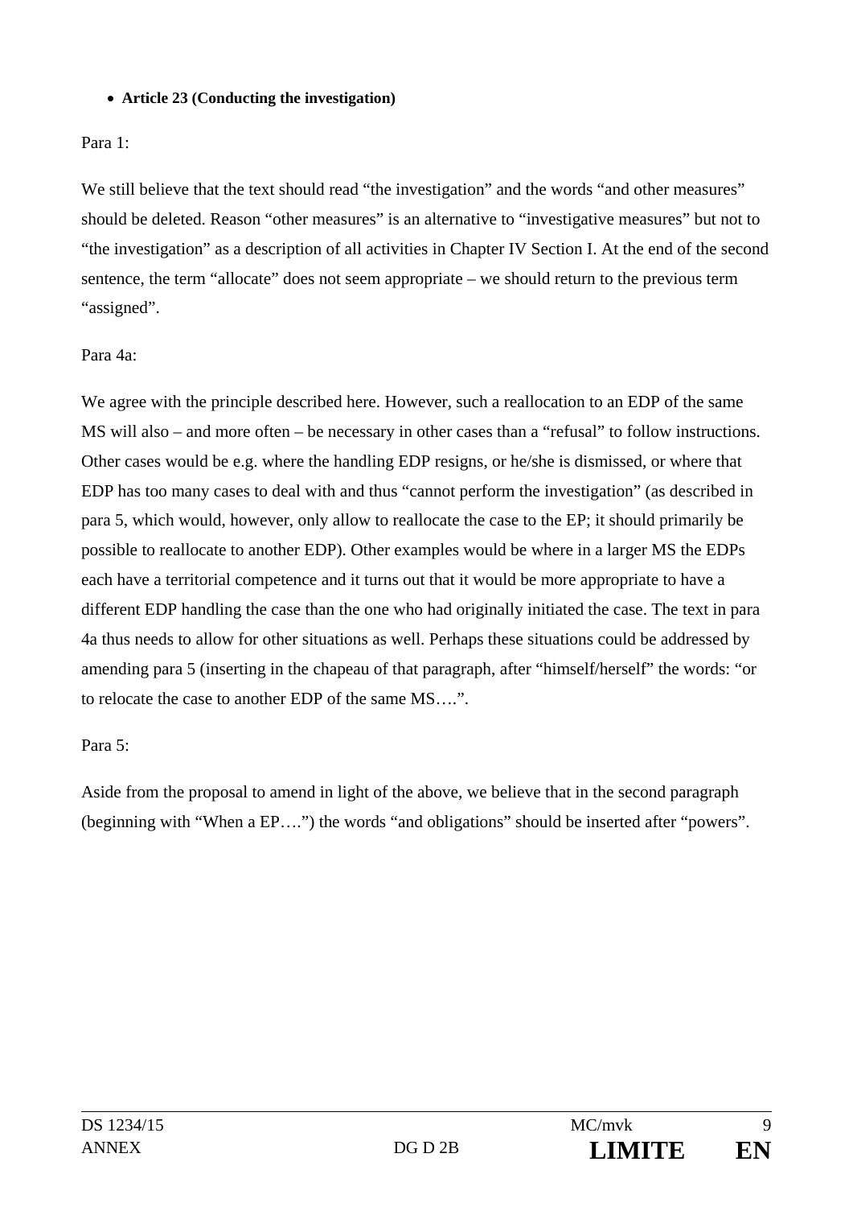- **Article 23 (Conducting the investigation)**

Para 1:

We still believe that the text should read “the investigation” and the words “and other measures” should be deleted. Reason “other measures” is an alternative to “investigative measures” but not to “the investigation” as a description of all activities in Chapter IV Section I. At the end of the second sentence, the term “allocate” does not seem appropriate – we should return to the previous term “assigned”.

Para 4a:

We agree with the principle described here. However, such a reallocation to an EDP of the same MS will also – and more often – be necessary in other cases than a “refusal” to follow instructions. Other cases would be e.g. where the handling EDP resigns, or he/she is dismissed, or where that EDP has too many cases to deal with and thus “cannot perform the investigation” (as described in para 5, which would, however, only allow to reallocate the case to the EP; it should primarily be possible to reallocate to another EDP). Other examples would be where in a larger MS the EDPs each have a territorial competence and it turns out that it would be more appropriate to have a different EDP handling the case than the one who had originally initiated the case. The text in para 4a thus needs to allow for other situations as well. Perhaps these situations could be addressed by amending para 5 (inserting in the chapeau of that paragraph, after “himself/herself” the words: “or to relocate the case to another EDP of the same MS….”.

Para 5:

Aside from the proposal to amend in light of the above, we believe that in the second paragraph (beginning with “When a EP….”) the words “and obligations” should be inserted after “powers”.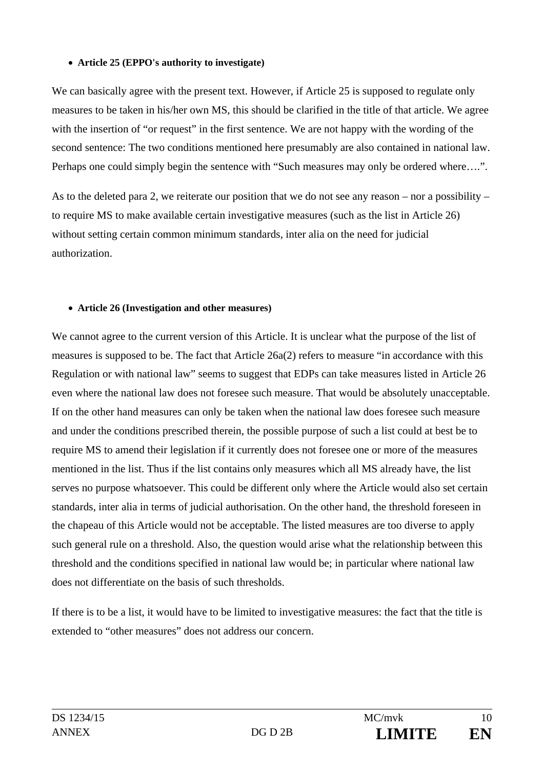- **Article 25 (EPPO's authority to investigate)**

We can basically agree with the present text. However, if Article 25 is supposed to regulate only measures to be taken in his/her own MS, this should be clarified in the title of that article. We agree with the insertion of "or request" in the first sentence. We are not happy with the wording of the second sentence: The two conditions mentioned here presumably are also contained in national law. Perhaps one could simply begin the sentence with "Such measures may only be ordered where….".

As to the deleted para 2, we reiterate our position that we do not see any reason – nor a possibility – to require MS to make available certain investigative measures (such as the list in Article 26) without setting certain common minimum standards, inter alia on the need for judicial authorization.

- **Article 26 (Investigation and other measures)**

We cannot agree to the current version of this Article. It is unclear what the purpose of the list of measures is supposed to be. The fact that Article 26a(2) refers to measure "in accordance with this Regulation or with national law" seems to suggest that EDPs can take measures listed in Article 26 even where the national law does not foresee such measure. That would be absolutely unacceptable. If on the other hand measures can only be taken when the national law does foresee such measure and under the conditions prescribed therein, the possible purpose of such a list could at best be to require MS to amend their legislation if it currently does not foresee one or more of the measures mentioned in the list. Thus if the list contains only measures which all MS already have, the list serves no purpose whatsoever. This could be different only where the Article would also set certain standards, inter alia in terms of judicial authorisation. On the other hand, the threshold foreseen in the chapeau of this Article would not be acceptable. The listed measures are too diverse to apply such general rule on a threshold. Also, the question would arise what the relationship between this threshold and the conditions specified in national law would be; in particular where national law does not differentiate on the basis of such thresholds.

If there is to be a list, it would have to be limited to investigative measures: the fact that the title is extended to "other measures" does not address our concern.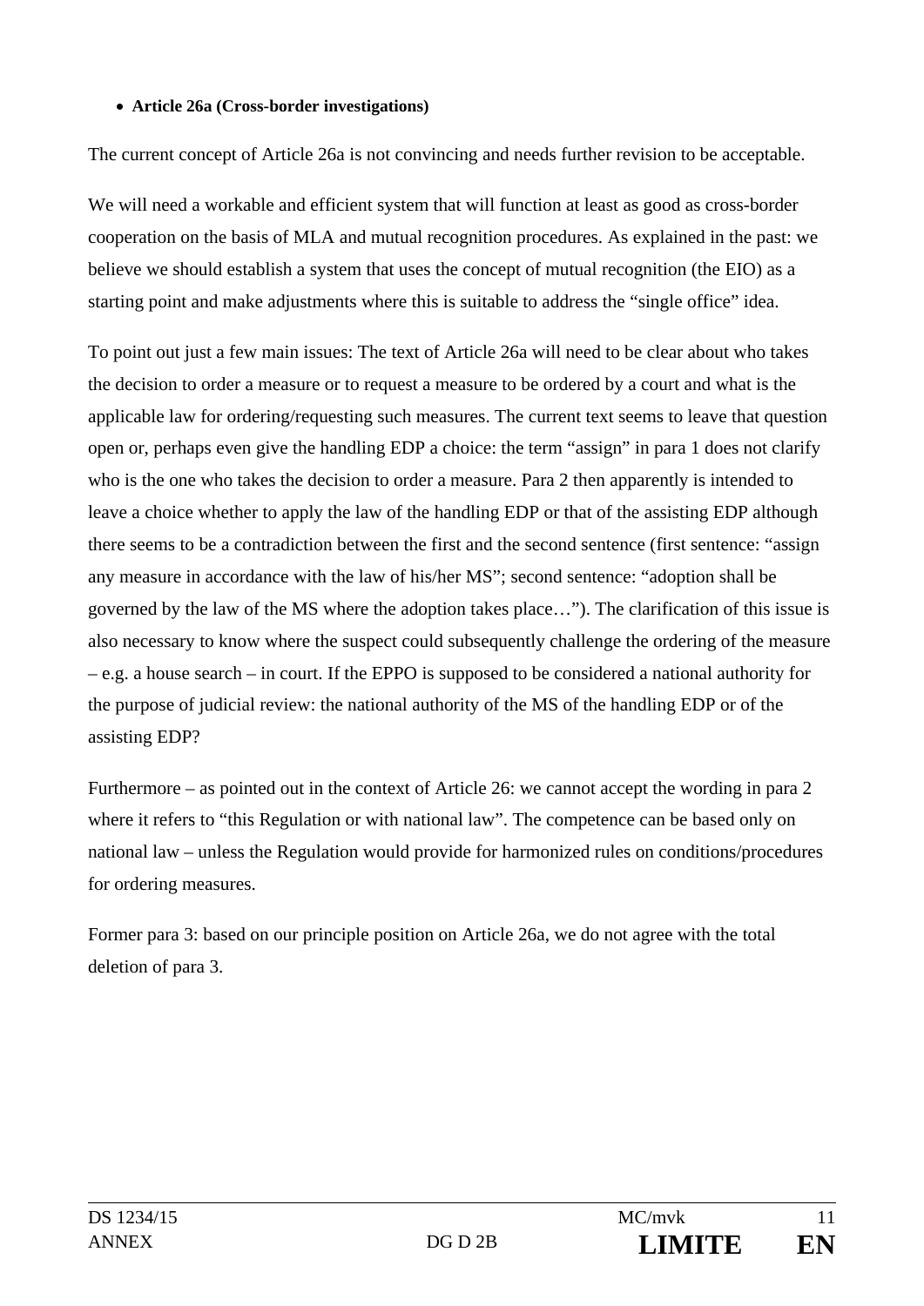- **Article 26a (Cross-border investigations)**

The current concept of Article 26a is not convincing and needs further revision to be acceptable.

We will need a workable and efficient system that will function at least as good as cross-border cooperation on the basis of MLA and mutual recognition procedures. As explained in the past: we believe we should establish a system that uses the concept of mutual recognition (the EIO) as a starting point and make adjustments where this is suitable to address the "single office" idea.

To point out just a few main issues: The text of Article 26a will need to be clear about who takes the decision to order a measure or to request a measure to be ordered by a court and what is the applicable law for ordering/requesting such measures. The current text seems to leave that question open or, perhaps even give the handling EDP a choice: the term "assign" in para 1 does not clarify who is the one who takes the decision to order a measure. Para 2 then apparently is intended to leave a choice whether to apply the law of the handling EDP or that of the assisting EDP although there seems to be a contradiction between the first and the second sentence (first sentence: "assign any measure in accordance with the law of his/her MS"; second sentence: "adoption shall be governed by the law of the MS where the adoption takes place…"). The clarification of this issue is also necessary to know where the suspect could subsequently challenge the ordering of the measure – e.g. a house search – in court. If the EPPO is supposed to be considered a national authority for the purpose of judicial review: the national authority of the MS of the handling EDP or of the assisting EDP?

Furthermore – as pointed out in the context of Article 26: we cannot accept the wording in para 2 where it refers to "this Regulation or with national law". The competence can be based only on national law – unless the Regulation would provide for harmonized rules on conditions/procedures for ordering measures.

Former para 3: based on our principle position on Article 26a, we do not agree with the total deletion of para 3.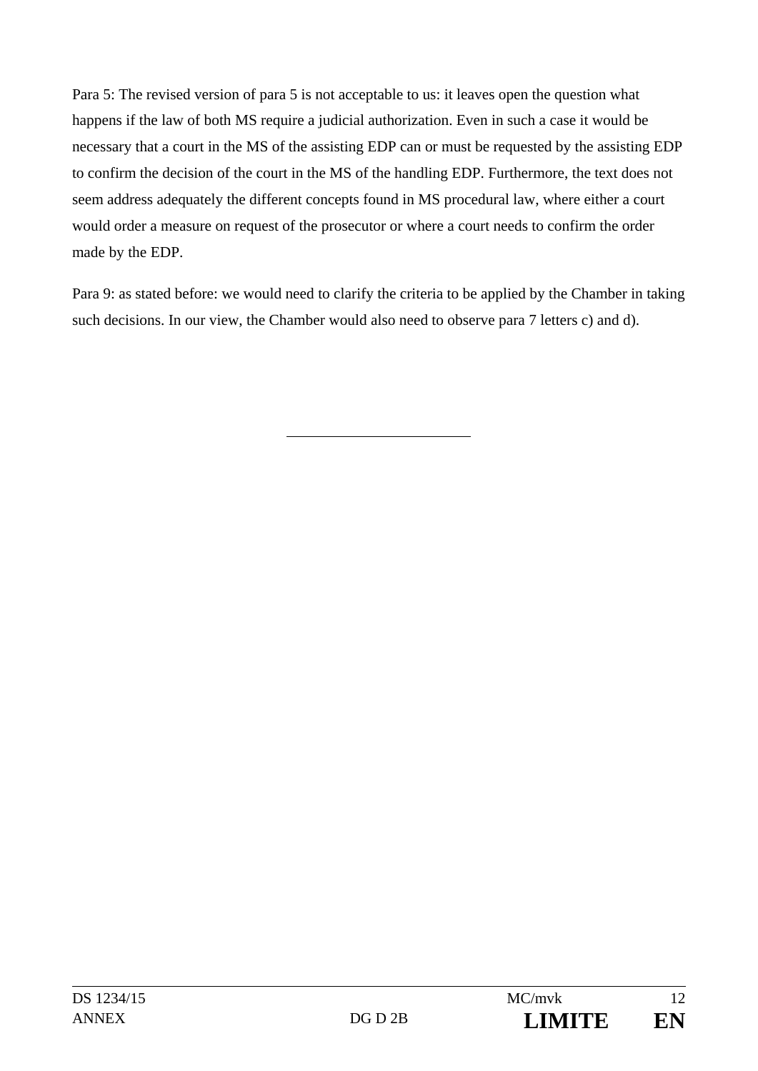Para 5: The revised version of para 5 is not acceptable to us: it leaves open the question what happens if the law of both MS require a judicial authorization. Even in such a case it would be necessary that a court in the MS of the assisting EDP can or must be requested by the assisting EDP to confirm the decision of the court in the MS of the handling EDP. Furthermore, the text does not seem address adequately the different concepts found in MS procedural law, where either a court would order a measure on request of the prosecutor or where a court needs to confirm the order made by the EDP.

Para 9: as stated before: we would need to clarify the criteria to be applied by the Chamber in taking such decisions. In our view, the Chamber would also need to observe para 7 letters c) and d).